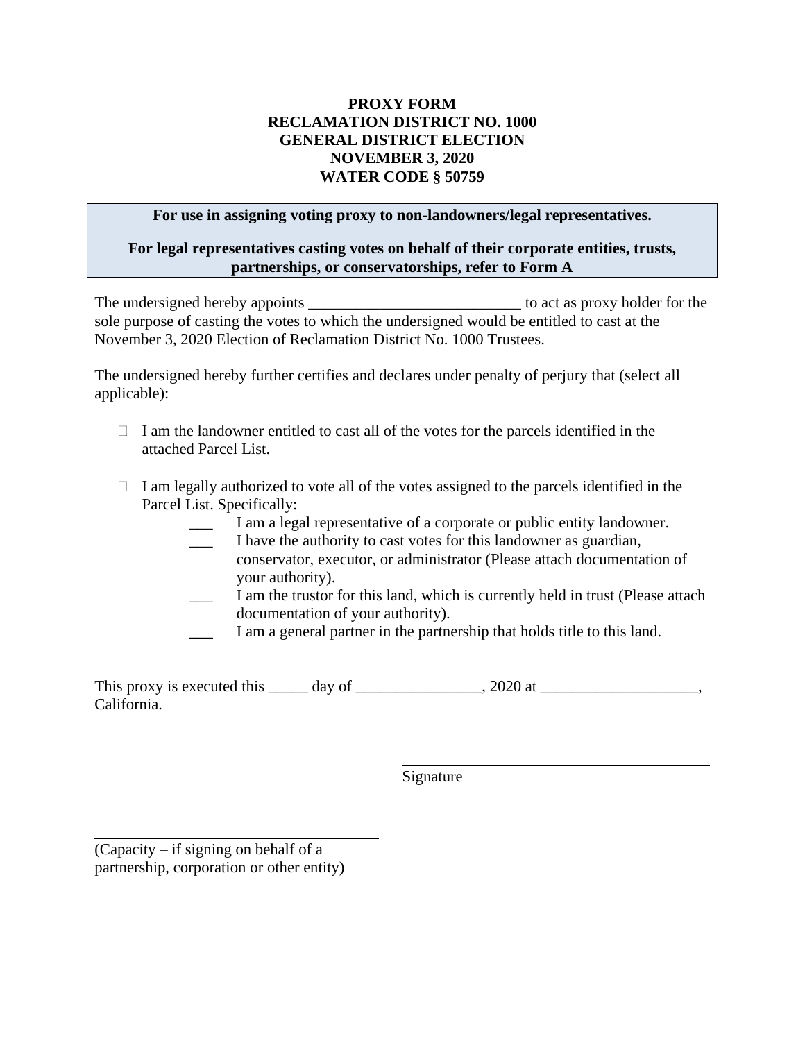**PROXY FORM**
**RECLAMATION DISTRICT NO. 1000**
**GENERAL DISTRICT ELECTION**
**NOVEMBER 3, 2020**
**WATER CODE § 50759**

**For use in assigning voting proxy to non-landowners/legal representatives.**

**For legal representatives casting votes on behalf of their corporate entities, trusts, partnerships, or conservatorships, refer to Form A**

The undersigned hereby appoints ___________________________ to act as proxy holder for the sole purpose of casting the votes to which the undersigned would be entitled to cast at the November 3, 2020 Election of Reclamation District No. 1000 Trustees.

The undersigned hereby further certifies and declares under penalty of perjury that (select all applicable):

- ☐ I am the landowner entitled to cast all of the votes for the parcels identified in the attached Parcel List.

- ☐ I am legally authorized to vote all of the votes assigned to the parcels identified in the Parcel List. Specifically:
  - ___ I am a legal representative of a corporate or public entity landowner.
  - ___ I have the authority to cast votes for this landowner as guardian, conservator, executor, or administrator (Please attach documentation of your authority).
  - ___ I am the trustor for this land, which is currently held in trust (Please attach documentation of your authority).
  - ___ I am a general partner in the partnership that holds title to this land.

This proxy is executed this _____ day of ________________, 2020 at ____________________, California.

_________________________________________
Signature

_________________________________________
(Capacity – if signing on behalf of a partnership, corporation or other entity)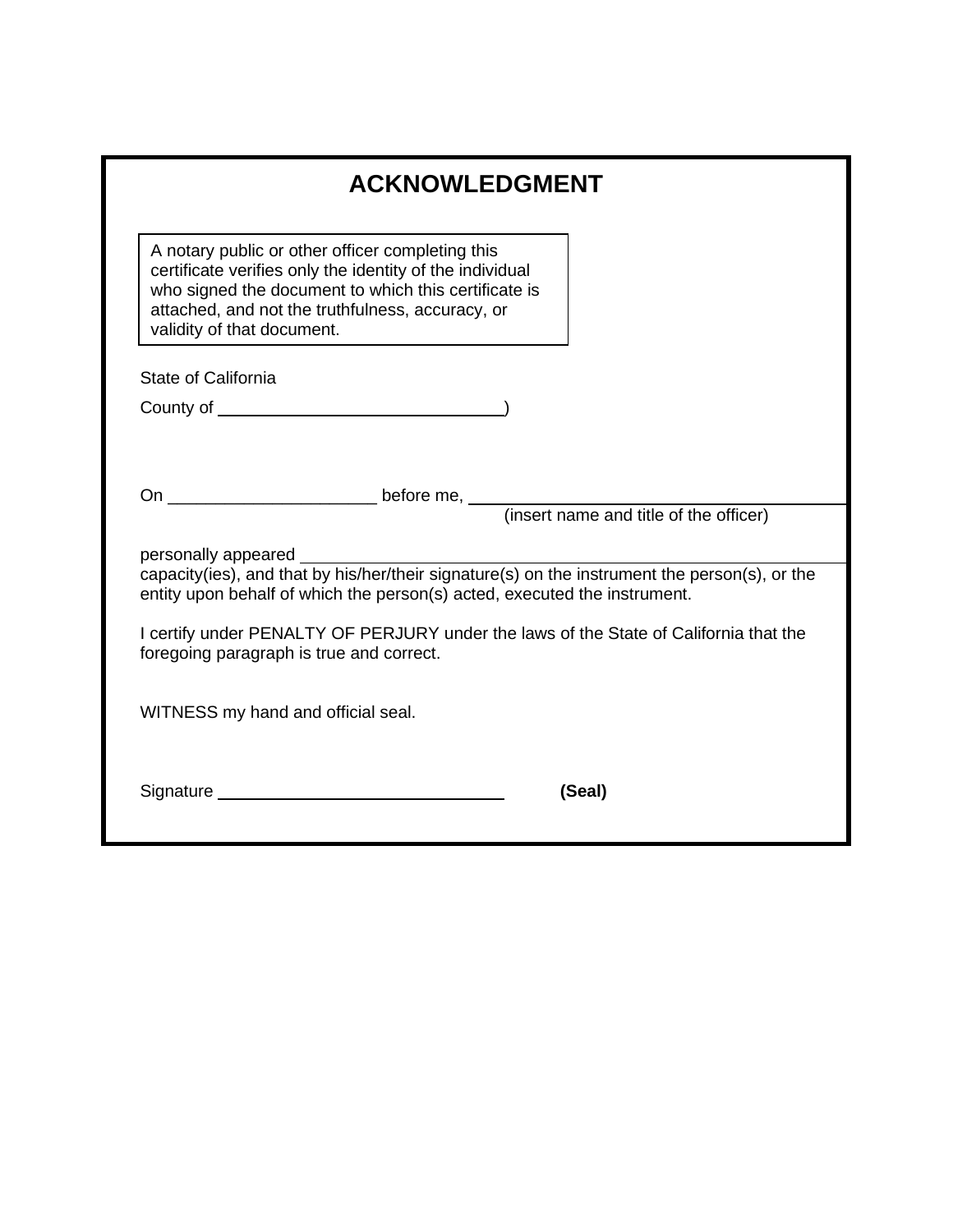# ACKNOWLEDGMENT

> A notary public or other officer completing this certificate verifies only the identity of the individual who signed the document to which this certificate is attached, and not the truthfulness, accuracy, or validity of that document.

State of California

County of ______________________________)

On ______________________ before me, ________________________________________
(insert name and title of the officer)

personally appeared ________________________________________________________
capacity(ies), and that by his/her/their signature(s) on the instrument the person(s), or the entity upon behalf of which the person(s) acted, executed the instrument.

I certify under PENALTY OF PERJURY under the laws of the State of California that the foregoing paragraph is true and correct.

WITNESS my hand and official seal.

Signature ______________________________ **(Seal)**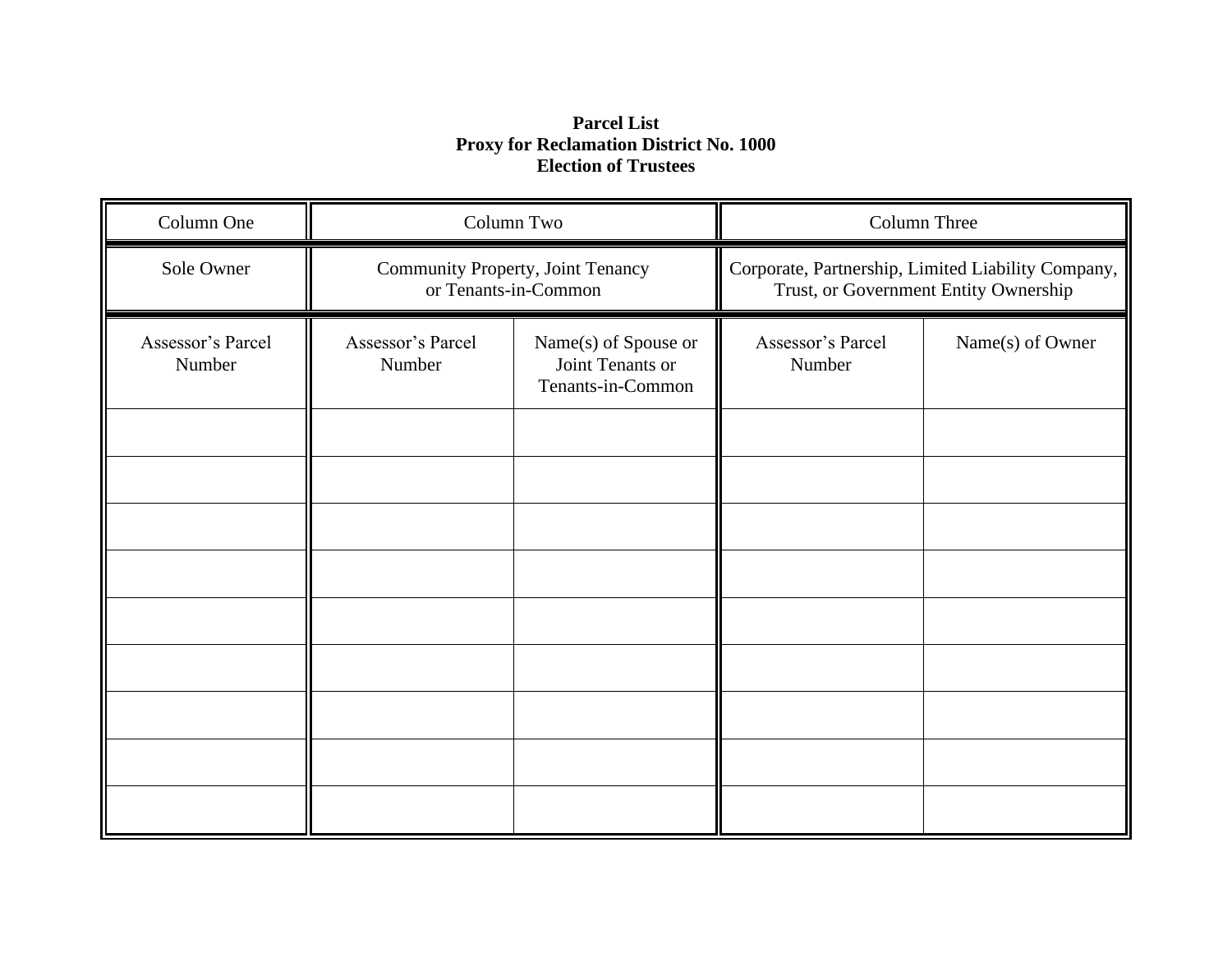**Parcel List**
**Proxy for Reclamation District No. 1000**
**Election of Trustees**

| Column One | Column Two | | Column Three | |
|---|---|---|---|---|
| Sole Owner | Community Property, Joint Tenancy or Tenants-in-Common | | Corporate, Partnership, Limited Liability Company, Trust, or Government Entity Ownership | |
| Assessor's Parcel Number | Assessor's Parcel Number | Name(s) of Spouse or Joint Tenants or Tenants-in-Common | Assessor's Parcel Number | Name(s) of Owner |
| | | | | |
| | | | | |
| | | | | |
| | | | | |
| | | | | |
| | | | | |
| | | | | |
| | | | | |
| | | | | |